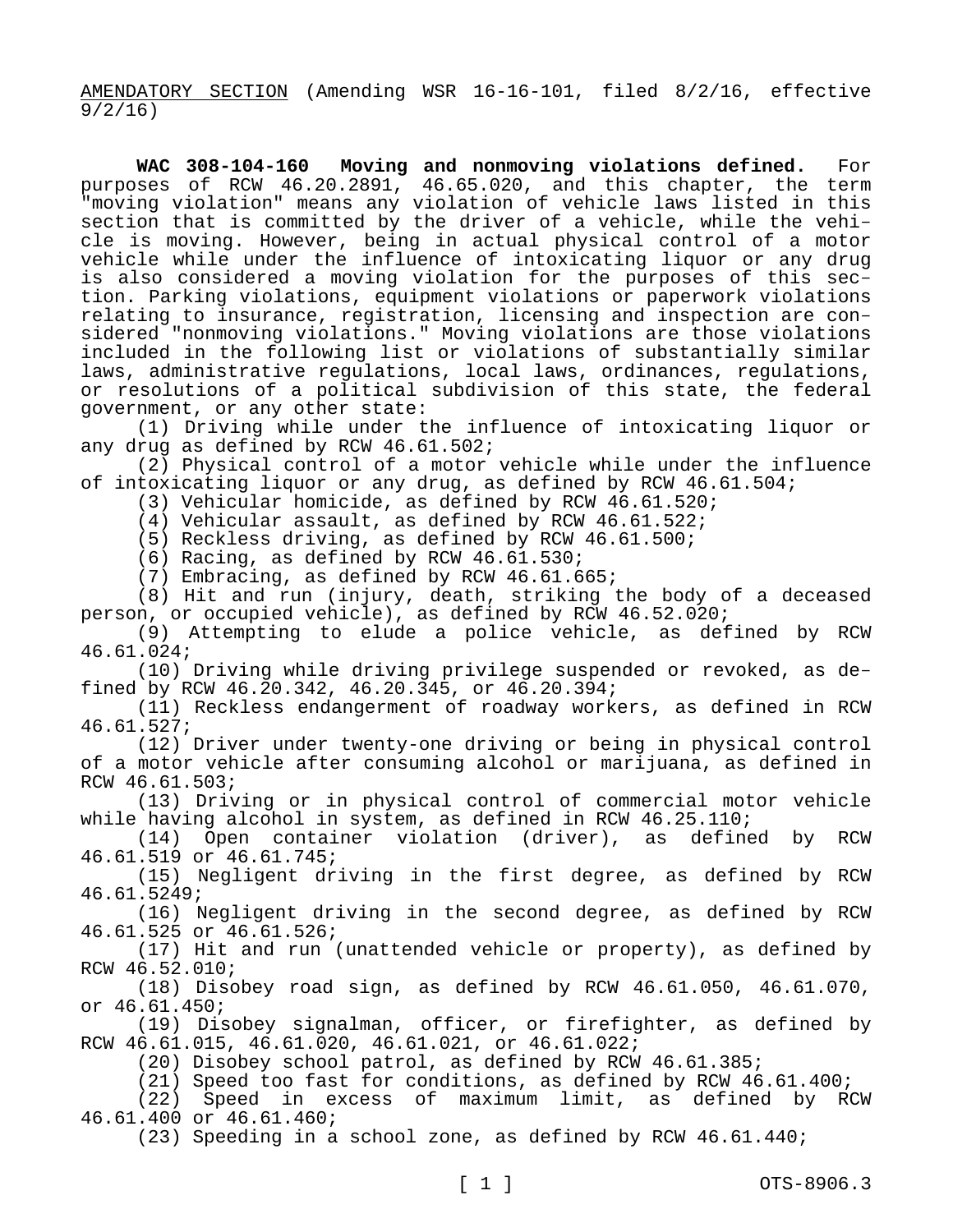AMENDATORY SECTION (Amending WSR 16-16-101, filed 8/2/16, effective 9/2/16)

**WAC 308-104-160 Moving and nonmoving violations defined.** For purposes of RCW 46.20.2891, 46.65.020, and this chapter, the term "moving violation" means any violation of vehicle laws listed in this section that is committed by the driver of a vehicle, while the vehicle is moving. However, being in actual physical control of a motor vehicle while under the influence of intoxicating liquor or any drug is also considered a moving violation for the purposes of this section. Parking violations, equipment violations or paperwork violations relating to insurance, registration, licensing and inspection are considered "nonmoving violations." Moving violations are those violations included in the following list or violations of substantially similar laws, administrative regulations, local laws, ordinances, regulations, or resolutions of a political subdivision of this state, the federal government, or any other state:

(1) Driving while under the influence of intoxicating liquor or any drug as defined by RCW 46.61.502;

(2) Physical control of a motor vehicle while under the influence of intoxicating liquor or any drug, as defined by RCW 46.61.504;

(3) Vehicular homicide, as defined by RCW 46.61.520;

(4) Vehicular assault, as defined by RCW 46.61.522;

(5) Reckless driving, as defined by RCW 46.61.500;

(6) Racing, as defined by RCW 46.61.530;

(7) Embracing, as defined by RCW 46.61.665;

(8) Hit and run (injury, death, striking the body of a deceased person, or occupied vehicle), as defined by RCW 46.52.020;

(9) Attempting to elude a police vehicle, as defined by RCW 46.61.024;

(10) Driving while driving privilege suspended or revoked, as defined by RCW 46.20.342, 46.20.345, or 46.20.394;

(11) Reckless endangerment of roadway workers, as defined in RCW 46.61.527;

(12) Driver under twenty-one driving or being in physical control of a motor vehicle after consuming alcohol or marijuana, as defined in RCW 46.61.503;

(13) Driving or in physical control of commercial motor vehicle while having alcohol in system, as defined in RCW 46.25.110;

(14) Open container violation (driver), as defined by RCW 46.61.519 or 46.61.745;

(15) Negligent driving in the first degree, as defined by RCW 46.61.5249;

(16) Negligent driving in the second degree, as defined by RCW 46.61.525 or 46.61.526;

(17) Hit and run (unattended vehicle or property), as defined by RCW 46.52.010;

(18) Disobey road sign, as defined by RCW 46.61.050, 46.61.070, or 46.61.450;

(19) Disobey signalman, officer, or firefighter, as defined by RCW 46.61.015, 46.61.020, 46.61.021, or 46.61.022;

(20) Disobey school patrol, as defined by RCW 46.61.385;

(21) Speed too fast for conditions, as defined by RCW 46.61.400;

(22) Speed in excess of maximum limit, as defined by RCW 46.61.400 or 46.61.460;

(23) Speeding in a school zone, as defined by RCW 46.61.440;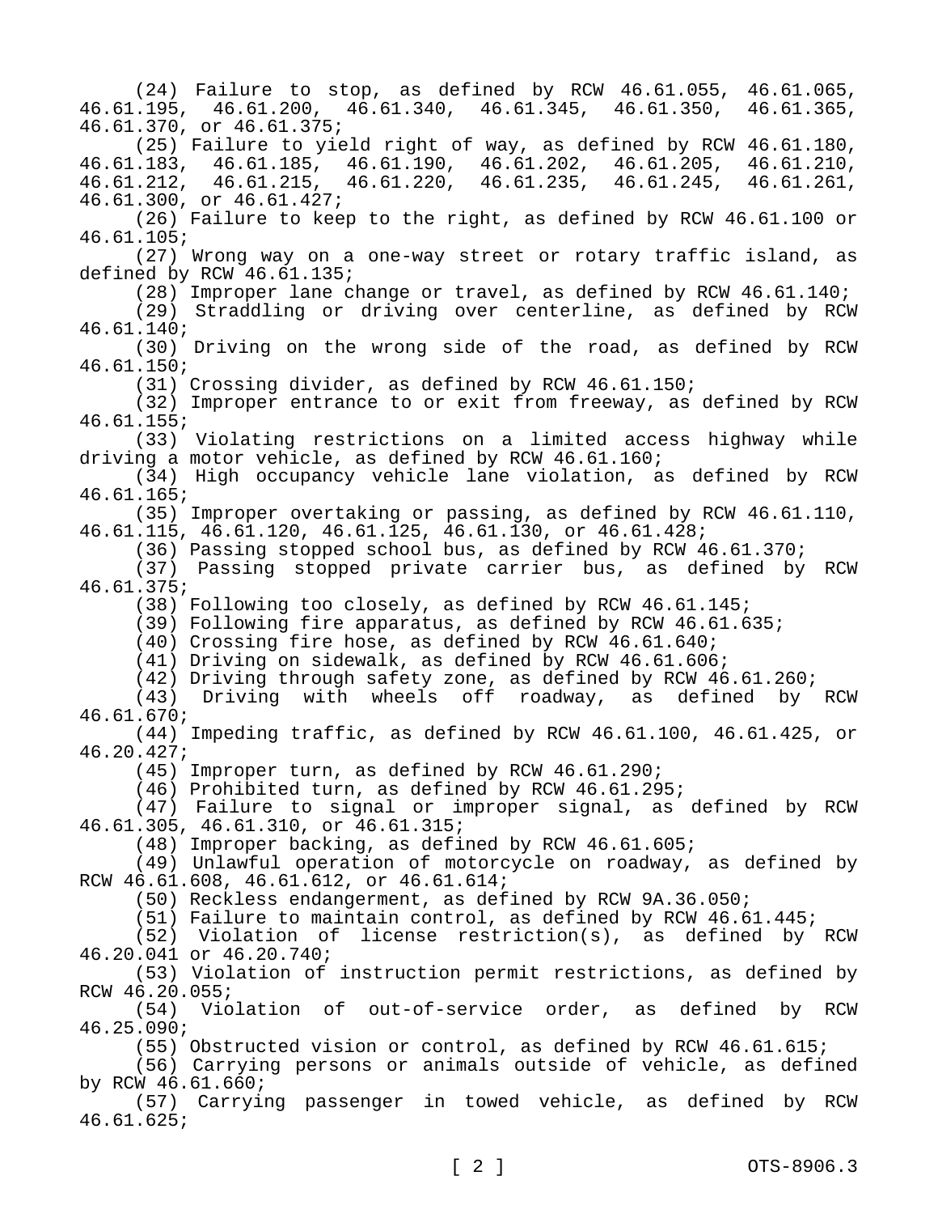(24) Failure to stop, as defined by RCW 46.61.055, 46.61.065, 46.61.195, 46.61.200, 46.61.340, 46.61.345, 46.61.350, 46.61.365, 46.61.370, or 46.61.375;

(25) Failure to yield right of way, as defined by RCW 46.61.180, 46.61.183, 46.61.185, 46.61.190, 46.61.202, 46.61.205, 46.61.210, 46.61.212, 46.61.215, 46.61.220, 46.61.235, 46.61.245, 46.61.261, 46.61.300, or 46.61.427;

(26) Failure to keep to the right, as defined by RCW 46.61.100 or 46.61.105;

(27) Wrong way on a one-way street or rotary traffic island, as defined by RCW 46.61.135;

(28) Improper lane change or travel, as defined by RCW 46.61.140;

(29) Straddling or driving over centerline, as defined by RCW 46.61.140;

(30) Driving on the wrong side of the road, as defined by RCW 46.61.150;

(31) Crossing divider, as defined by RCW 46.61.150;

(32) Improper entrance to or exit from freeway, as defined by RCW 46.61.155;

(33) Violating restrictions on a limited access highway while driving a motor vehicle, as defined by RCW 46.61.160;

(34) High occupancy vehicle lane violation, as defined by RCW 46.61.165;

(35) Improper overtaking or passing, as defined by RCW 46.61.110, 46.61.115, 46.61.120, 46.61.125, 46.61.130, or 46.61.428;

(36) Passing stopped school bus, as defined by RCW 46.61.370;

(37) Passing stopped private carrier bus, as defined by RCW 46.61.375;

(38) Following too closely, as defined by RCW 46.61.145;

(39) Following fire apparatus, as defined by RCW 46.61.635;

(40) Crossing fire hose, as defined by RCW 46.61.640;

(41) Driving on sidewalk, as defined by RCW 46.61.606;

(42) Driving through safety zone, as defined by RCW 46.61.260;

(43) Driving with wheels off roadway, as defined by RCW 46.61.670;

(44) Impeding traffic, as defined by RCW 46.61.100, 46.61.425, or 46.20.427;

(45) Improper turn, as defined by RCW 46.61.290;

(46) Prohibited turn, as defined by RCW 46.61.295;

(47) Failure to signal or improper signal, as defined by RCW 46.61.305, 46.61.310, or 46.61.315;

(48) Improper backing, as defined by RCW 46.61.605;

(49) Unlawful operation of motorcycle on roadway, as defined by RCW 46.61.608, 46.61.612, or 46.61.614;

(50) Reckless endangerment, as defined by RCW 9A.36.050;

(51) Failure to maintain control, as defined by RCW 46.61.445;

(52) Violation of license restriction(s), as defined by RCW 46.20.041 or 46.20.740;

(53) Violation of instruction permit restrictions, as defined by RCW 46.20.055;

(54) Violation of out-of-service order, as defined by RCW 46.25.090;

(55) Obstructed vision or control, as defined by RCW 46.61.615;

(56) Carrying persons or animals outside of vehicle, as defined by RCW 46.61.660;

(57) Carrying passenger in towed vehicle, as defined by RCW 46.61.625;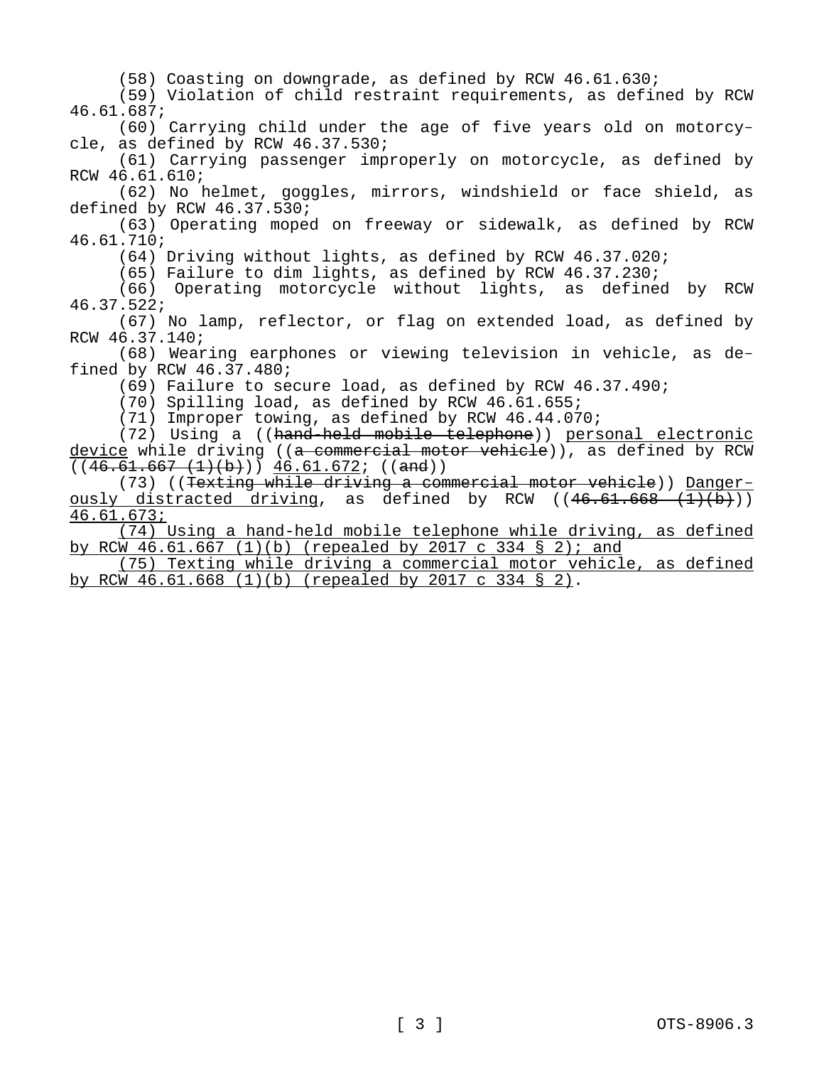(58) Coasting on downgrade, as defined by RCW 46.61.630;

(59) Violation of child restraint requirements, as defined by RCW 46.61.687;

(60) Carrying child under the age of five years old on motorcycle, as defined by RCW 46.37.530;

(61) Carrying passenger improperly on motorcycle, as defined by RCW 46.61.610;

(62) No helmet, goggles, mirrors, windshield or face shield, as defined by RCW 46.37.530;

(63) Operating moped on freeway or sidewalk, as defined by RCW 46.61.710;

(64) Driving without lights, as defined by RCW 46.37.020;

(65) Failure to dim lights, as defined by RCW 46.37.230;

(66) Operating motorcycle without lights, as defined by RCW 46.37.522;

(67) No lamp, reflector, or flag on extended load, as defined by RCW 46.37.140;

(68) Wearing earphones or viewing television in vehicle, as defined by RCW 46.37.480;

(69) Failure to secure load, as defined by RCW 46.37.490;

(70) Spilling load, as defined by RCW 46.61.655;

(71) Improper towing, as defined by RCW 46.44.070;

(72) Using a ((~~hand-held mobile telephone~~)) <u>personal electronic device</u> while driving ((~~a commercial motor vehicle~~)), as defined by RCW ((~~46.61.667 (1)(b)~~)) <u>46.61.672</u>; ((~~and~~))

(73) ((~~Texting while driving a commercial motor vehicle~~)) <u>Dangerously distracted driving</u>, as defined by RCW ((~~46.61.668 (1)(b)~~)) <u>46.61.673;</u>

<u>(74) Using a hand-held mobile telephone while driving, as defined by RCW 46.61.667 (1)(b) (repealed by 2017 c 334 § 2); and</u>

<u>(75) Texting while driving a commercial motor vehicle, as defined by RCW 46.61.668 (1)(b) (repealed by 2017 c 334 § 2)</u>.